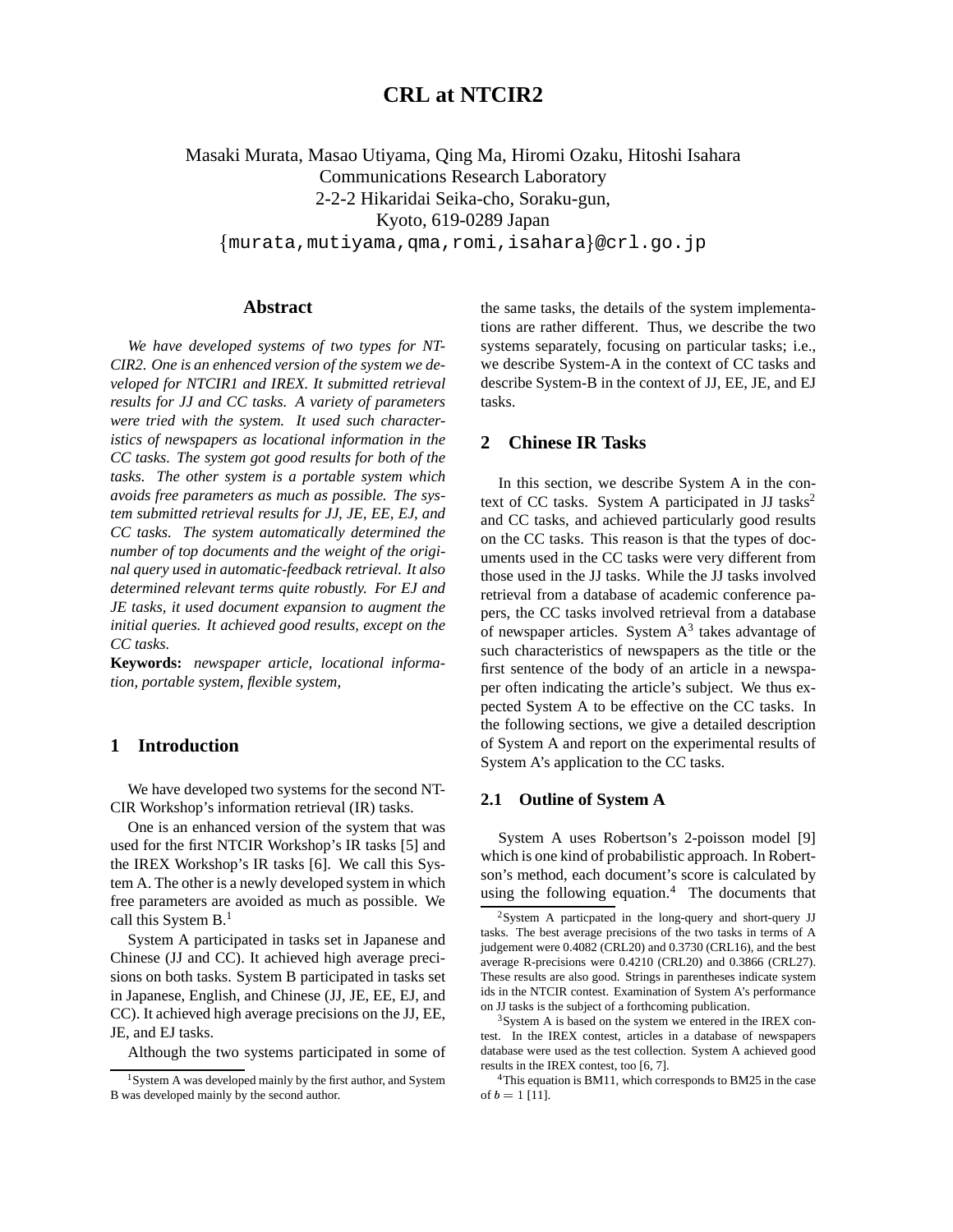# CRL at NTCIR2

Masaki Murata, Masao Utiyama, Qing Ma, Hiromi Ozaku, Hitoshi Isahara
Communications Research Laboratory
2-2-2 Hikaridai Seika-cho, Soraku-gun,
Kyoto, 619-0289 Japan
{murata,mutiyama,qma,romi,isahara}@crl.go.jp

## Abstract

*We have developed systems of two types for NTCIR2. One is an enhenced version of the system we developed for NTCIR1 and IREX. It submitted retrieval results for JJ and CC tasks. A variety of parameters were tried with the system. It used such characteristics of newspapers as locational information in the CC tasks. The system got good results for both of the tasks. The other system is a portable system which avoids free parameters as much as possible. The system submitted retrieval results for JJ, JE, EE, EJ, and CC tasks. The system automatically determined the number of top documents and the weight of the original query used in automatic-feedback retrieval. It also determined relevant terms quite robustly. For EJ and JE tasks, it used document expansion to augment the initial queries. It achieved good results, except on the CC tasks.*

**Keywords:** *newspaper article, locational information, portable system, flexible system,*

## 1 Introduction

We have developed two systems for the second NTCIR Workshop's information retrieval (IR) tasks.

One is an enhanced version of the system that was used for the first NTCIR Workshop's IR tasks [5] and the IREX Workshop's IR tasks [6]. We call this System A. The other is a newly developed system in which free parameters are avoided as much as possible. We call this System B.[1]

System A participated in tasks set in Japanese and Chinese (JJ and CC). It achieved high average precisions on both tasks. System B participated in tasks set in Japanese, English, and Chinese (JJ, JE, EE, EJ, and CC). It achieved high average precisions on the JJ, EE, JE, and EJ tasks.

Although the two systems participated in some of the same tasks, the details of the system implementations are rather different. Thus, we describe the two systems separately, focusing on particular tasks; i.e., we describe System-A in the context of CC tasks and describe System-B in the context of JJ, EE, JE, and EJ tasks.

## 2 Chinese IR Tasks

In this section, we describe System A in the context of CC tasks. System A participated in JJ tasks[2] and CC tasks, and achieved particularly good results on the CC tasks. This reason is that the types of documents used in the CC tasks were very different from those used in the JJ tasks. While the JJ tasks involved retrieval from a database of academic conference papers, the CC tasks involved retrieval from a database of newspaper articles. System A[3] takes advantage of such characteristics of newspapers as the title or the first sentence of the body of an article in a newspaper often indicating the article's subject. We thus expected System A to be effective on the CC tasks. In the following sections, we give a detailed description of System A and report on the experimental results of System A's application to the CC tasks.

### 2.1 Outline of System A

System A uses Robertson's 2-poisson model [9] which is one kind of probabilistic approach. In Robertson's method, each document's score is calculated by using the following equation.[4] The documents that

---

[1] System A was developed mainly by the first author, and System B was developed mainly by the second author.

[2] System A particpated in the long-query and short-query JJ tasks. The best average precisions of the two tasks in terms of A judgement were 0.4082 (CRL20) and 0.3730 (CRL16), and the best average R-precisions were 0.4210 (CRL20) and 0.3866 (CRL27). These results are also good. Strings in parentheses indicate system ids in the NTCIR contest. Examination of System A's performance on JJ tasks is the subject of a forthcoming publication.

[3] System A is based on the system we entered in the IREX contest. In the IREX contest, articles in a database of newspapers database were used as the test collection. System A achieved good results in the IREX contest, too [6, 7].

[4] This equation is BM11, which corresponds to BM25 in the case of $b = 1$ [11].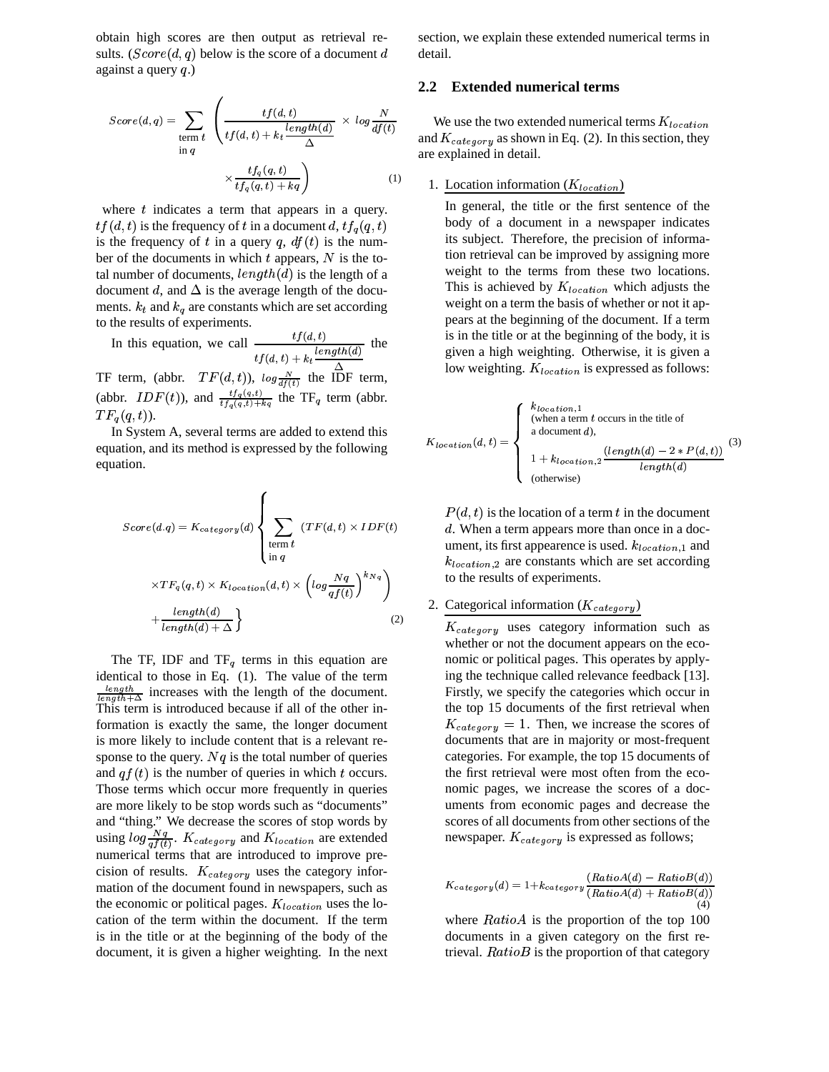obtain high scores are then output as retrieval results. ($Score(d, q)$ below is the score of a document $d$ against a query $q$.)

$$Score(d,q) = \sum_{\substack{\text{term } t \\ \text{in } q}} \left( \frac{tf(d,t)}{tf(d,t) + k_t \frac{length(d)}{\Delta}} \times log \frac{N}{df(t)} \times \frac{tf_q(q,t)}{tf_q(q,t) + kq} \right) \quad (1)$$

where $t$ indicates a term that appears in a query. $tf(d, t)$ is the frequency of $t$ in a document $d$, $tf_q(q, t)$ is the frequency of $t$ in a query $q$, $df(t)$ is the number of the documents in which $t$ appears, $N$ is the total number of documents, $length(d)$ is the length of a document $d$, and $\Delta$ is the average length of the documents. $k_t$ and $k_q$ are constants which are set according to the results of experiments.

In this equation, we call $\frac{tf(d,t)}{tf(d,t) + k_t \frac{length(d)}{\Delta}}$ the TF term, (abbr. $TF(d,t)$), $log \frac{N}{df(t)}$ the IDF term, (abbr. $IDF(t)$), and $\frac{tf_q(q,t)}{tf_q(q,t)+kq}$ the $\text{TF}_q$ term (abbr. $TF_q(q,t)$).

In System A, several terms are added to extend this equation, and its method is expressed by the following equation.

$$Score(d.q) = K_{category}(d) \left\{ \sum_{\substack{\text{term } t \\ \text{in } q}} (TF(d,t) \times IDF(t) \times TF_q(q,t) \times K_{location}(d,t) \times \left( log \frac{Nq}{qf(t)} \right)^{k_{Nq}} \right) + \frac{length(d)}{length(d) + \Delta} \right\} \quad (2)$$

The TF, IDF and $\text{TF}_q$ terms in this equation are identical to those in Eq. (1). The value of the term $\frac{length}{length+\Delta}$ increases with the length of the document. This term is introduced because if all of the other information is exactly the same, the longer document is more likely to include content that is a relevant response to the query. $Nq$ is the total number of queries and $qf(t)$ is the number of queries in which $t$ occurs. Those terms which occur more frequently in queries are more likely to be stop words such as "documents" and "thing." We decrease the scores of stop words by using $log \frac{Nq}{qf(t)}$. $K_{category}$ and $K_{location}$ are extended numerical terms that are introduced to improve precision of results. $K_{category}$ uses the category information of the document found in newspapers, such as the economic or political pages. $K_{location}$ uses the location of the term within the document. If the term is in the title or at the beginning of the body of the document, it is given a higher weighting. In the next section, we explain these extended numerical terms in detail.

## 2.2 Extended numerical terms

We use the two extended numerical terms $K_{location}$ and $K_{category}$ as shown in Eq. (2). In this section, they are explained in detail.

1. Location information ($K_{location}$)

   In general, the title or the first sentence of the body of a document in a newspaper indicates its subject. Therefore, the precision of information retrieval can be improved by assigning more weight to the terms from these two locations. This is achieved by $K_{location}$ which adjusts the weight on a term the basis of whether or not it appears at the beginning of the document. If a term is in the title or at the beginning of the body, it is given a high weighting. Otherwise, it is given a low weighting. $K_{location}$ is expressed as follows:

   $$K_{location}(d,t) = \begin{cases} k_{location,1} \\ \text{(when a term } t \text{ occurs in the title of} \\ \text{a document } d\text{),} \\ 1 + k_{location,2} \frac{(length(d) - 2 * P(d,t))}{length(d)} \\ \text{(otherwise)} \end{cases} \quad (3)$$

   $P(d, t)$ is the location of a term $t$ in the document $d$. When a term appears more than once in a document, its first appearence is used. $k_{location,1}$ and $k_{location,2}$ are constants which are set according to the results of experiments.

2. Categorical information ($K_{category}$)

   $K_{category}$ uses category information such as whether or not the document appears on the economic or political pages. This operates by applying the technique called relevance feedback [13]. Firstly, we specify the categories which occur in the top 15 documents of the first retrieval when $K_{category} = 1$. Then, we increase the scores of documents that are in majority or most-frequent categories. For example, the top 15 documents of the first retrieval were most often from the economic pages, we increase the scores of a documents from economic pages and decrease the scores of all documents from other sections of the newspaper. $K_{category}$ is expressed as follows;

   $$K_{category}(d) = 1 + k_{category} \frac{(RatioA(d) - RatioB(d))}{(RatioA(d) + RatioB(d))} \quad (4)$$

   where $RatioA$ is the proportion of the top 100 documents in a given category on the first retrieval. $RatioB$ is the proportion of that category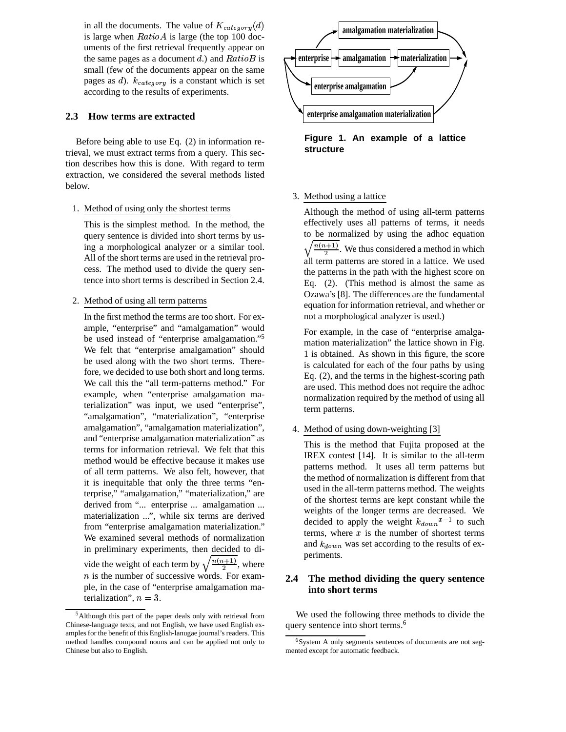in all the documents. The value of $K_{category}(d)$ is large when $RatioA$ is large (the top 100 documents of the first retrieval frequently appear on the same pages as a document $d$.) and $RatioB$ is small (few of the documents appear on the same pages as $d$). $k_{category}$ is a constant which is set according to the results of experiments.

### 2.3 How terms are extracted

Before being able to use Eq. (2) in information retrieval, we must extract terms from a query. This section describes how this is done. With regard to term extraction, we considered the several methods listed below.

1. Method of using only the shortest terms

   This is the simplest method. In the method, the query sentence is divided into short terms by using a morphological analyzer or a similar tool. All of the short terms are used in the retrieval process. The method used to divide the query sentence into short terms is described in Section 2.4.

2. Method of using all term patterns

   In the first method the terms are too short. For example, "enterprise" and "amalgamation" would be used instead of "enterprise amalgamation."[5] We felt that "enterprise amalgamation" should be used along with the two short terms. Therefore, we decided to use both short and long terms. We call this the "all term-patterns method." For example, when "enterprise amalgamation materialization" was input, we used "enterprise", "amalgamation", "materialization", "enterprise amalgamation", "amalgamation materialization", and "enterprise amalgamation materialization" as terms for information retrieval. We felt that this method would be effective because it makes use of all term patterns. We also felt, however, that it is inequitable that only the three terms "enterprise," "amalgamation," "materialization," are derived from "... enterprise ... amalgamation ... materialization ...", while six terms are derived from "enterprise amalgamation materialization." We examined several methods of normalization in preliminary experiments, then decided to divide the weight of each term by $\sqrt{\frac{n(n+1)}{2}}$, where $n$ is the number of successive words. For example, in the case of "enterprise amalgamation materialization", $n = 3$.

Figure 1. An example of a lattice structure

3. Method using a lattice

   Although the method of using all-term patterns effectively uses all patterns of terms, it needs to be normalized by using the adhoc equation $\sqrt{\frac{n(n+1)}{2}}$. We thus considered a method in which all term patterns are stored in a lattice. We used the patterns in the path with the highest score on Eq. (2). (This method is almost the same as Ozawa's [8]. The differences are the fundamental equation for information retrieval, and whether or not a morphological analyzer is used.)

   For example, in the case of "enterprise amalgamation materialization" the lattice shown in Fig. 1 is obtained. As shown in this figure, the score is calculated for each of the four paths by using Eq. (2), and the terms in the highest-scoring path are used. This method does not require the adhoc normalization required by the method of using all term patterns.

4. Method of using down-weighting [3]

   This is the method that Fujita proposed at the IREX contest [14]. It is similar to the all-term patterns method. It uses all term patterns but the method of normalization is different from that used in the all-term patterns method. The weights of the shortest terms are kept constant while the weights of the longer terms are decreased. We decided to apply the weight ${k_{down}}^{x-1}$ to such terms, where $x$ is the number of shortest terms and $k_{down}$ was set according to the results of experiments.

### 2.4 The method dividing the query sentence into short terms

We used the following three methods to divide the query sentence into short terms.[6]

[5] Although this part of the paper deals only with retrieval from Chinese-language texts, and not English, we have used English examples for the benefit of this English-lanugae journal's readers. This method handles compound nouns and can be applied not only to Chinese but also to English.

[6] System A only segments sentences of documents are not segmented except for automatic feedback.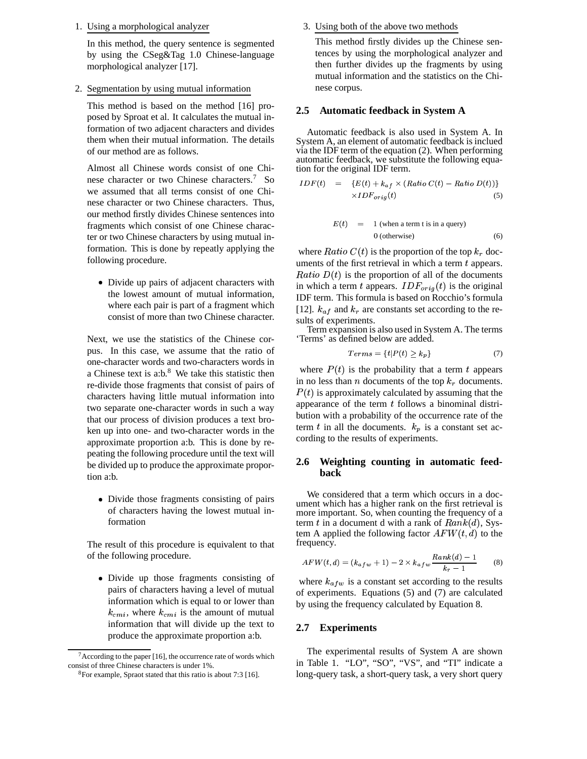1. Using a morphological analyzer

   In this method, the query sentence is segmented by using the CSeg&Tag 1.0 Chinese-language morphological analyzer [17].

2. Segmentation by using mutual information

   This method is based on the method [16] proposed by Sproat et al. It calculates the mutual information of two adjacent characters and divides them when their mutual information. The details of our method are as follows.

   Almost all Chinese words consist of one Chinese character or two Chinese characters.[7] So we assumed that all terms consist of one Chinese character or two Chinese characters. Thus, our method firstly divides Chinese sentences into fragments which consist of one Chinese character or two Chinese characters by using mutual information. This is done by repeatly applying the following procedure.

   - Divide up pairs of adjacent characters with the lowest amount of mutual information, where each pair is part of a fragment which consist of more than two Chinese character.

   Next, we use the statistics of the Chinese corpus. In this case, we assume that the ratio of one-character words and two-characters words in a Chinese text is a:b.[8] We take this statistic then re-divide those fragments that consist of pairs of characters having little mutual information into two separate one-character words in such a way that our process of division produces a text broken up into one- and two-character words in the approximate proportion a:b. This is done by repeating the following procedure until the text will be divided up to produce the approximate proportion a:b.

   - Divide those fragments consisting of pairs of characters having the lowest mutual information

   The result of this procedure is equivalent to that of the following procedure.

   - Divide up those fragments consisting of pairs of characters having a level of mutual information which is equal to or lower than $k_{cmi}$, where $k_{cmi}$ is the amount of mutual information that will divide up the text to produce the approximate proportion a:b.

3. Using both of the above two methods

   This method firstly divides up the Chinese sentences by using the morphological analyzer and then further divides up the fragments by using mutual information and the statistics on the Chinese corpus.

[7] According to the paper [16], the occurrence rate of words which consist of three Chinese characters is under 1%.

[8] For example, Spraot stated that this ratio is about 7:3 [16].

## 2.5 Automatic feedback in System A

Automatic feedback is also used in System A. In System A, an element of automatic feedback is inclued via the IDF term of the equation (2). When performing automatic feedback, we substitute the following equation for the original IDF term.

$$IDF(t) = \{E(t) + k_{af} \times (Ratio\ C(t) - Ratio\ D(t))\} \times IDF_{orig}(t) \quad (5)$$

$$E(t) = \begin{cases} 1 & \text{(when a term t is in a query)} \\ 0 & \text{(otherwise)} \end{cases} \quad (6)$$

where $Ratio\ C(t)$ is the proportion of the top $k_r$ documents of the first retrieval in which a term $t$ appears. $Ratio\ D(t)$ is the proportion of all of the documents in which a term $t$ appears. $IDF_{orig}(t)$ is the original IDF term. This formula is based on Rocchio's formula [12]. $k_{af}$ and $k_r$ are constants set according to the results of experiments.

Term expansion is also used in System A. The terms 'Terms' as defined below are added.

$$Terms = \{t | P(t) \geq k_p\} \quad (7)$$

where $P(t)$ is the probability that a term $t$ appears in no less than $n$ documents of the top $k_r$ documents. $P(t)$ is approximately calculated by assuming that the appearance of the term $t$ follows a binominal distribution with a probability of the occurrence rate of the term $t$ in all the documents. $k_p$ is a constant set according to the results of experiments.

## 2.6 Weighting counting in automatic feedback

We considered that a term which occurs in a document which has a higher rank on the first retrieval is more important. So, when counting the frequency of a term $t$ in a document d with a rank of $Rank(d)$, System A applied the following factor $AFW(t, d)$ to the frequency.

$$AFW(t, d) = (k_{afw} + 1) - 2 \times k_{afw} \frac{Rank(d) - 1}{k_r - 1} \quad (8)$$

where $k_{afw}$ is a constant set according to the results of experiments. Equations (5) and (7) are calculated by using the frequency calculated by Equation 8.

## 2.7 Experiments

The experimental results of System A are shown in Table 1. "LO", "SO", "VS", and "TI" indicate a long-query task, a short-query task, a very short query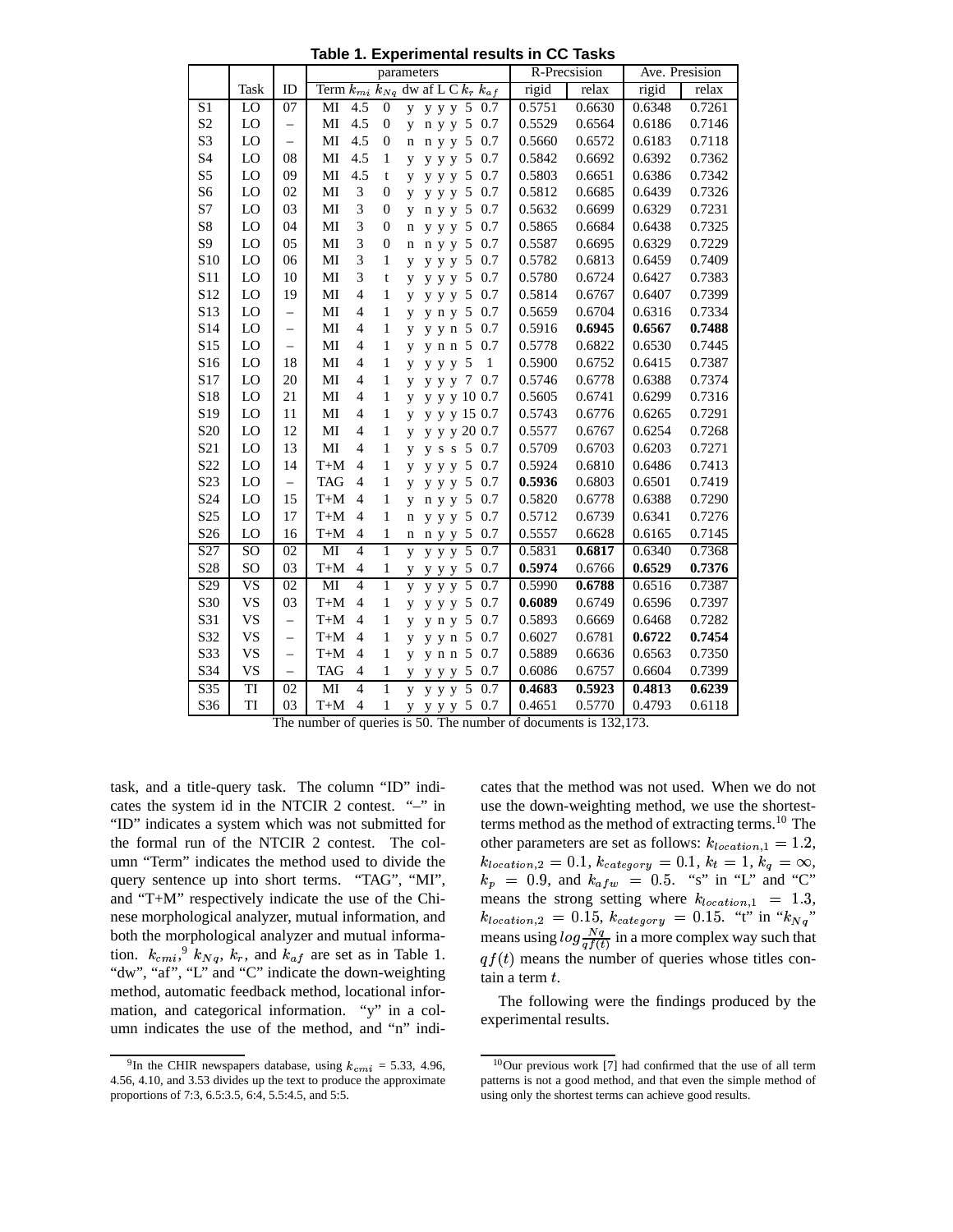**Table 1. Experimental results in CC Tasks**

| | Task | ID | parameters | | | | | | | | | R-Precsision | | Ave. Presision | |
|---|---|---|---|---|---|---|---|---|---|---|---|---|---|---|---|
| | | | Term | $k_{mi}$ | $k_{Nq}$ | dw | af | L | C | $k_r$ | $k_{af}$ | rigid | relax | rigid | relax |
| S1 | LO | 07 | MI | 4.5 | 0 | y | y | y | y | 5 | 0.7 | 0.5751 | 0.6630 | 0.6348 | 0.7261 |
| S2 | LO | – | MI | 4.5 | 0 | y | n | y | y | 5 | 0.7 | 0.5529 | 0.6564 | 0.6186 | 0.7146 |
| S3 | LO | – | MI | 4.5 | 0 | n | n | y | y | 5 | 0.7 | 0.5660 | 0.6572 | 0.6183 | 0.7118 |
| S4 | LO | 08 | MI | 4.5 | 1 | y | y | y | y | 5 | 0.7 | 0.5842 | 0.6692 | 0.6392 | 0.7362 |
| S5 | LO | 09 | MI | 4.5 | t | y | y | y | y | 5 | 0.7 | 0.5803 | 0.6651 | 0.6386 | 0.7342 |
| S6 | LO | 02 | MI | 3 | 0 | y | y | y | y | 5 | 0.7 | 0.5812 | 0.6685 | 0.6439 | 0.7326 |
| S7 | LO | 03 | MI | 3 | 0 | y | n | y | y | 5 | 0.7 | 0.5632 | 0.6699 | 0.6329 | 0.7231 |
| S8 | LO | 04 | MI | 3 | 0 | n | y | y | y | 5 | 0.7 | 0.5865 | 0.6684 | 0.6438 | 0.7325 |
| S9 | LO | 05 | MI | 3 | 0 | n | n | y | y | 5 | 0.7 | 0.5587 | 0.6695 | 0.6329 | 0.7229 |
| S10 | LO | 06 | MI | 3 | 1 | y | y | y | y | 5 | 0.7 | 0.5782 | 0.6813 | 0.6459 | 0.7409 |
| S11 | LO | 10 | MI | 3 | t | y | y | y | y | 5 | 0.7 | 0.5780 | 0.6724 | 0.6427 | 0.7383 |
| S12 | LO | 19 | MI | 4 | 1 | y | y | y | y | 5 | 0.7 | 0.5814 | 0.6767 | 0.6407 | 0.7399 |
| S13 | LO | – | MI | 4 | 1 | y | y | n | y | 5 | 0.7 | 0.5659 | 0.6704 | 0.6316 | 0.7334 |
| S14 | LO | – | MI | 4 | 1 | y | y | y | n | 5 | 0.7 | 0.5916 | **0.6945** | **0.6567** | **0.7488** |
| S15 | LO | – | MI | 4 | 1 | y | y | n | n | 5 | 0.7 | 0.5778 | 0.6822 | 0.6530 | 0.7445 |
| S16 | LO | 18 | MI | 4 | 1 | y | y | y | y | 5 | 1 | 0.5900 | 0.6752 | 0.6415 | 0.7387 |
| S17 | LO | 20 | MI | 4 | 1 | y | y | y | y | 7 | 0.7 | 0.5746 | 0.6778 | 0.6388 | 0.7374 |
| S18 | LO | 21 | MI | 4 | 1 | y | y | y | y | 10 | 0.7 | 0.5605 | 0.6741 | 0.6299 | 0.7316 |
| S19 | LO | 11 | MI | 4 | 1 | y | y | y | y | 15 | 0.7 | 0.5743 | 0.6776 | 0.6265 | 0.7291 |
| S20 | LO | 12 | MI | 4 | 1 | y | y | y | y | 20 | 0.7 | 0.5577 | 0.6767 | 0.6254 | 0.7268 |
| S21 | LO | 13 | MI | 4 | 1 | y | y | s | s | 5 | 0.7 | 0.5709 | 0.6703 | 0.6203 | 0.7271 |
| S22 | LO | 14 | T+M | 4 | 1 | y | y | y | y | 5 | 0.7 | 0.5924 | 0.6810 | 0.6486 | 0.7413 |
| S23 | LO | – | TAG | 4 | 1 | y | y | y | y | 5 | 0.7 | **0.5936** | 0.6803 | 0.6501 | 0.7419 |
| S24 | LO | 15 | T+M | 4 | 1 | y | n | y | y | 5 | 0.7 | 0.5820 | 0.6778 | 0.6388 | 0.7290 |
| S25 | LO | 17 | T+M | 4 | 1 | n | y | y | y | 5 | 0.7 | 0.5712 | 0.6739 | 0.6341 | 0.7276 |
| S26 | LO | 16 | T+M | 4 | 1 | n | n | y | y | 5 | 0.7 | 0.5557 | 0.6628 | 0.6165 | 0.7145 |
| S27 | SO | 02 | MI | 4 | 1 | y | y | y | y | 5 | 0.7 | 0.5831 | **0.6817** | 0.6340 | 0.7368 |
| S28 | SO | 03 | T+M | 4 | 1 | y | y | y | y | 5 | 0.7 | **0.5974** | 0.6766 | **0.6529** | **0.7376** |
| S29 | VS | 02 | MI | 4 | 1 | y | y | y | y | 5 | 0.7 | 0.5990 | **0.6788** | 0.6516 | 0.7387 |
| S30 | VS | 03 | T+M | 4 | 1 | y | y | y | y | 5 | 0.7 | **0.6089** | 0.6749 | 0.6596 | 0.7397 |
| S31 | VS | – | T+M | 4 | 1 | y | y | n | y | 5 | 0.7 | 0.5893 | 0.6669 | 0.6468 | 0.7282 |
| S32 | VS | – | T+M | 4 | 1 | y | y | y | n | 5 | 0.7 | 0.6027 | 0.6781 | **0.6722** | **0.7454** |
| S33 | VS | – | T+M | 4 | 1 | y | y | n | n | 5 | 0.7 | 0.5889 | 0.6636 | 0.6563 | 0.7350 |
| S34 | VS | – | TAG | 4 | 1 | y | y | y | y | 5 | 0.7 | 0.6086 | 0.6757 | 0.6604 | 0.7399 |
| S35 | TI | 02 | MI | 4 | 1 | y | y | y | y | 5 | 0.7 | **0.4683** | **0.5923** | **0.4813** | **0.6239** |
| S36 | TI | 03 | T+M | 4 | 1 | y | y | y | y | 5 | 0.7 | 0.4651 | 0.5770 | 0.4793 | 0.6118 |

The number of queries is 50. The number of documents is 132,173.

task, and a title-query task. The column "ID" indicates the system id in the NTCIR 2 contest. "–" in "ID" indicates a system which was not submitted for the formal run of the NTCIR 2 contest. The column "Term" indicates the method used to divide the query sentence up into short terms. "TAG", "MI", and "T+M" respectively indicate the use of the Chinese morphological analyzer, mutual information, and both the morphological analyzer and mutual information. $k_{cmi}$,[9] $k_{Nq}$, $k_r$, and $k_{af}$ are set as in Table 1. "dw", "af", "L" and "C" indicate the down-weighting method, automatic feedback method, locational information, and categorical information. "y" in a column indicates the use of the method, and "n" indicates that the method was not used. When we do not use the down-weighting method, we use the shortest-terms method as the method of extracting terms.[10] The other parameters are set as follows: $k_{location,1} = 1.2$, $k_{location,2} = 0.1$, $k_{category} = 0.1$, $k_t = 1$, $k_q = \infty$, $k_p = 0.9$, and $k_{afw} = 0.5$. "s" in "L" and "C" means the strong setting where $k_{location,1} = 1.3$, $k_{location,2} = 0.15$, $k_{category} = 0.15$. "t" in "$k_{Nq}$" means using $log\frac{Nq}{qf(t)}$ in a more complex way such that $qf(t)$ means the number of queries whose titles contain a term $t$.

The following were the findings produced by the experimental results.

[9] In the CHIR newspapers database, using $k_{cmi}$ = 5.33, 4.96, 4.56, 4.10, and 3.53 divides up the text to produce the approximate proportions of 7:3, 6.5:3.5, 6:4, 5.5:4.5, and 5:5.

[10] Our previous work [7] had confirmed that the use of all term patterns is not a good method, and that even the simple method of using only the shortest terms can achieve good results.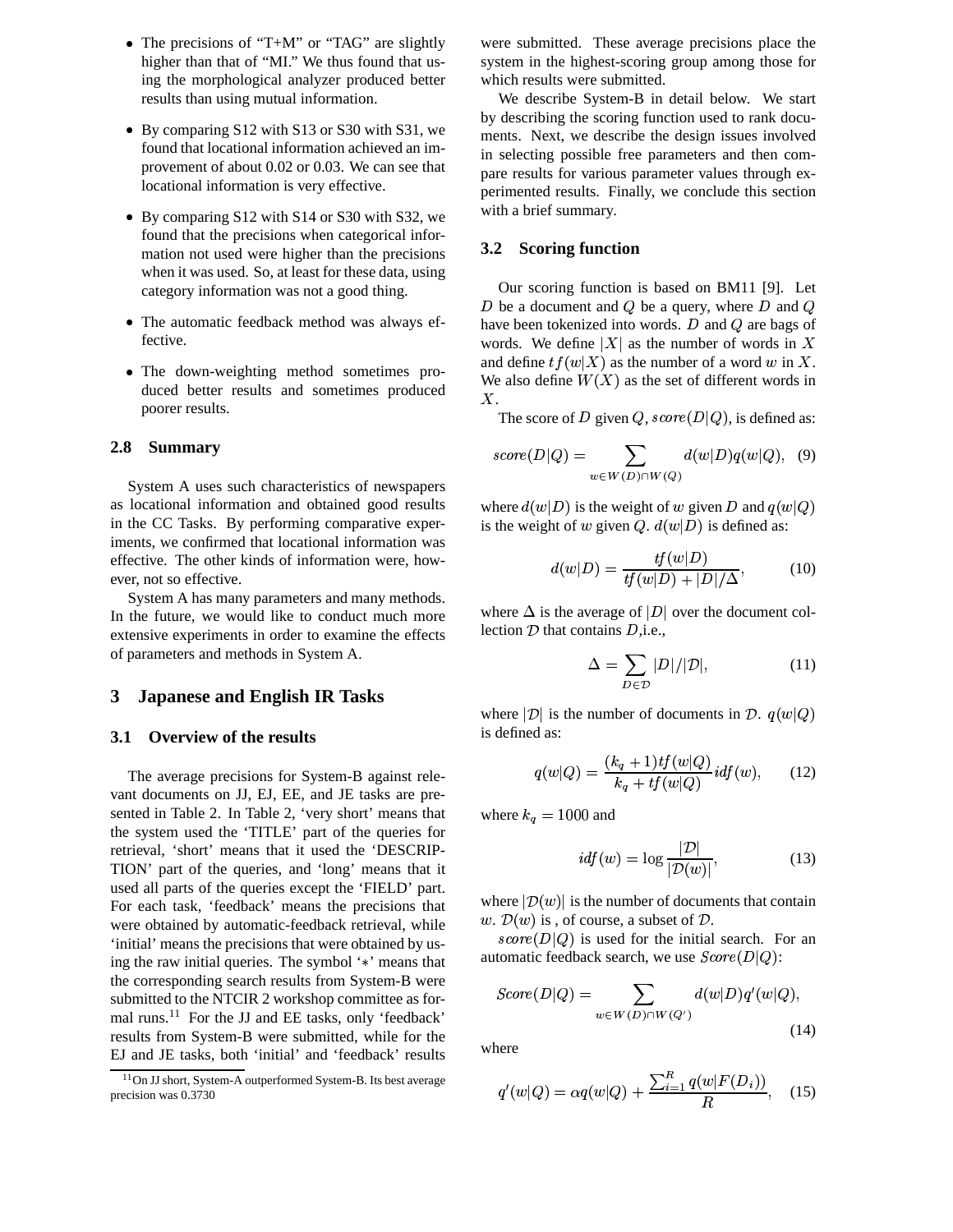- The precisions of "T+M" or "TAG" are slightly higher than that of "MI." We thus found that using the morphological analyzer produced better results than using mutual information.
- By comparing S12 with S13 or S30 with S31, we found that locational information achieved an improvement of about 0.02 or 0.03. We can see that locational information is very effective.
- By comparing S12 with S14 or S30 with S32, we found that the precisions when categorical information not used were higher than the precisions when it was used. So, at least for these data, using category information was not a good thing.
- The automatic feedback method was always effective.
- The down-weighting method sometimes produced better results and sometimes produced poorer results.

### 2.8 Summary

System A uses such characteristics of newspapers as locational information and obtained good results in the CC Tasks. By performing comparative experiments, we confirmed that locational information was effective. The other kinds of information were, however, not so effective.

System A has many parameters and many methods. In the future, we would like to conduct much more extensive experiments in order to examine the effects of parameters and methods in System A.

## 3 Japanese and English IR Tasks

### 3.1 Overview of the results

The average precisions for System-B against relevant documents on JJ, EJ, EE, and JE tasks are presented in Table 2. In Table 2, 'very short' means that the system used the 'TITLE' part of the queries for retrieval, 'short' means that it used the 'DESCRIPTION' part of the queries, and 'long' means that it used all parts of the queries except the 'FIELD' part. For each task, 'feedback' means the precisions that were obtained by automatic-feedback retrieval, while 'initial' means the precisions that were obtained by using the raw initial queries. The symbol '∗' means that the corresponding search results from System-B were submitted to the NTCIR 2 workshop committee as formal runs.[11] For the JJ and EE tasks, only 'feedback' results from System-B were submitted, while for the EJ and JE tasks, both 'initial' and 'feedback' results were submitted. These average precisions place the system in the highest-scoring group among those for which results were submitted.

We describe System-B in detail below. We start by describing the scoring function used to rank documents. Next, we describe the design issues involved in selecting possible free parameters and then compare results for various parameter values through experimented results. Finally, we conclude this section with a brief summary.

### 3.2 Scoring function

Our scoring function is based on BM11 [9]. Let $D$ be a document and $Q$ be a query, where $D$ and $Q$ have been tokenized into words. $D$ and $Q$ are bags of words. We define $|X|$ as the number of words in $X$ and define $tf(w|X)$ as the number of a word $w$ in $X$. We also define $W(X)$ as the set of different words in $X$.

The score of $D$ given $Q$, $score(D|Q)$, is defined as:

$$score(D|Q) = \sum_{w \in W(D) \cap W(Q)} d(w|D)q(w|Q), \quad (9)$$

where $d(w|D)$ is the weight of $w$ given $D$ and $q(w|Q)$ is the weight of $w$ given $Q$. $d(w|D)$ is defined as:

$$d(w|D) = \frac{tf(w|D)}{tf(w|D) + |D|/\Delta}, \quad (10)$$

where $\Delta$ is the average of $|D|$ over the document collection $\mathcal{D}$ that contains $D$,i.e.,

$$\Delta = \sum_{D \in \mathcal{D}} |D|/|\mathcal{D}|, \quad (11)$$

where $|\mathcal{D}|$ is the number of documents in $\mathcal{D}$. $q(w|Q)$ is defined as:

$$q(w|Q) = \frac{(k_q + 1)tf(w|Q)}{k_q + tf(w|Q)} idf(w), \quad (12)$$

where $k_q = 1000$ and

$$idf(w) = \log \frac{|\mathcal{D}|}{|\mathcal{D}(w)|}, \quad (13)$$

where $|\mathcal{D}(w)|$ is the number of documents that contain $w$. $\mathcal{D}(w)$ is , of course, a subset of $\mathcal{D}$.

$score(D|Q)$ is used for the initial search. For an automatic feedback search, we use $Score(D|Q)$:

$$Score(D|Q) = \sum_{w \in W(D) \cap W(Q')} d(w|D)q'(w|Q), \quad (14)$$

where

$$q'(w|Q) = \alpha q(w|Q) + \frac{\sum_{i=1}^{R} q(w|F(D_i))}{R}, \quad (15)$$

[11] On JJ short, System-A outperformed System-B. Its best average precision was 0.3730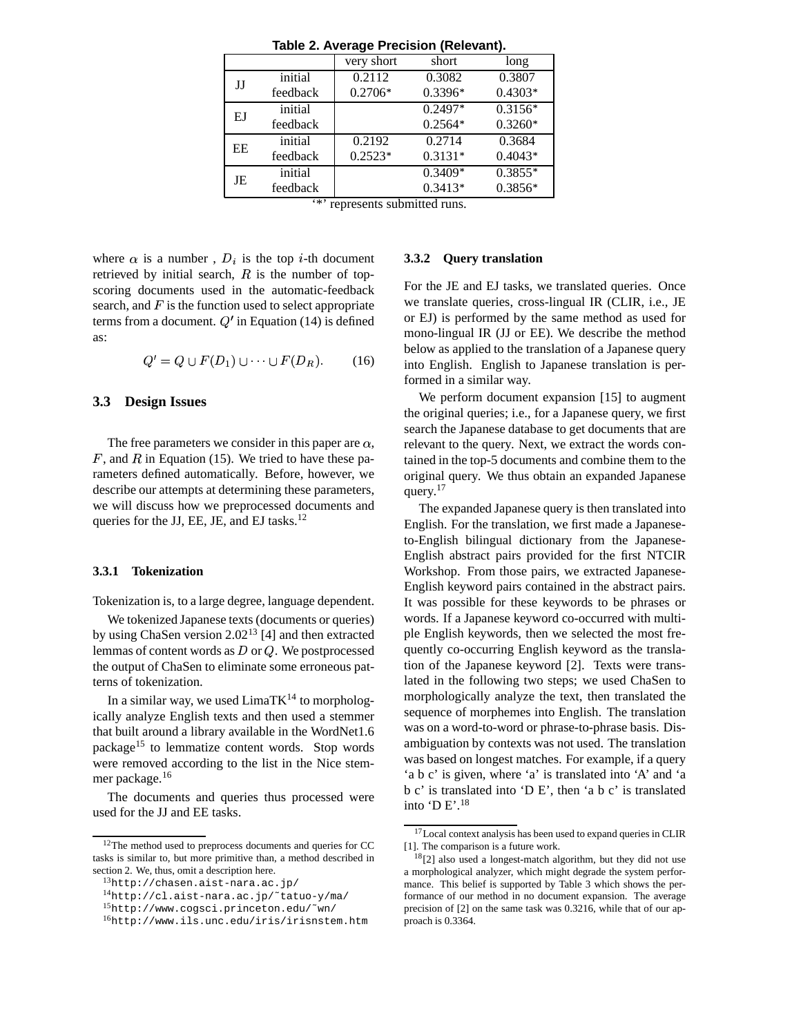**Table 2. Average Precision (Relevant).**

| | | very short | short | long |
|---|---|---|---|---|
| JJ | initial | 0.2112 | 0.3082 | 0.3807 |
| | feedback | 0.2706* | 0.3396* | 0.4303* |
| EJ | initial | | 0.2497* | 0.3156* |
| | feedback | | 0.2564* | 0.3260* |
| EE | initial | 0.2192 | 0.2714 | 0.3684 |
| | feedback | 0.2523* | 0.3131* | 0.4043* |
| JE | initial | | 0.3409* | 0.3855* |
| | feedback | | 0.3413* | 0.3856* |

'*' represents submitted runs.

where $\alpha$ is a number , $D_i$ is the top $i$-th document retrieved by initial search, $R$ is the number of top-scoring documents used in the automatic-feedback search, and $F$ is the function used to select appropriate terms from a document. $Q'$ in Equation (14) is defined as:

$$Q' = Q \cup F(D_1) \cup \cdots \cup F(D_R). \qquad (16)$$

## 3.3 Design Issues

The free parameters we consider in this paper are $\alpha$, $F$, and $R$ in Equation (15). We tried to have these parameters defined automatically. Before, however, we describe our attempts at determining these parameters, we will discuss how we preprocessed documents and queries for the JJ, EE, JE, and EJ tasks.[12]

### 3.3.1 Tokenization

Tokenization is, to a large degree, language dependent.

We tokenized Japanese texts (documents or queries) by using ChaSen version 2.02[13] [4] and then extracted lemmas of content words as $D$ or $Q$. We postprocessed the output of ChaSen to eliminate some erroneous patterns of tokenization.

In a similar way, we used LimaTK[14] to morphologically analyze English texts and then used a stemmer that built around a library available in the WordNet1.6 package[15] to lemmatize content words. Stop words were removed according to the list in the Nice stemmer package.[16]

The documents and queries thus processed were used for the JJ and EE tasks.

### 3.3.2 Query translation

For the JE and EJ tasks, we translated queries. Once we translate queries, cross-lingual IR (CLIR, i.e., JE or EJ) is performed by the same method as used for mono-lingual IR (JJ or EE). We describe the method below as applied to the translation of a Japanese query into English. English to Japanese translation is performed in a similar way.

We perform document expansion [15] to augment the original queries; i.e., for a Japanese query, we first search the Japanese database to get documents that are relevant to the query. Next, we extract the words contained in the top-5 documents and combine them to the original query. We thus obtain an expanded Japanese query.[17]

The expanded Japanese query is then translated into English. For the translation, we first made a Japanese-to-English bilingual dictionary from the Japanese-English abstract pairs provided for the first NTCIR Workshop. From those pairs, we extracted Japanese-English keyword pairs contained in the abstract pairs. It was possible for these keywords to be phrases or words. If a Japanese keyword co-occurred with multiple English keywords, then we selected the most frequently co-occurring English keyword as the translation of the Japanese keyword [2]. Texts were translated in the following two steps; we used ChaSen to morphologically analyze the text, then translated the sequence of morphemes into English. The translation was on a word-to-word or phrase-to-phrase basis. Disambiguation by contexts was not used. The translation was based on longest matches. For example, if a query 'a b c' is given, where 'a' is translated into 'A' and 'a b c' is translated into 'D E', then 'a b c' is translated into 'D E'.[18]

---

[12] The method used to preprocess documents and queries for CC tasks is similar to, but more primitive than, a method described in section 2. We, thus, omit a description here.

[13] http://chasen.aist-nara.ac.jp/

[14] http://cl.aist-nara.ac.jp/˜tatuo-y/ma/

[15] http://www.cogsci.princeton.edu/˜wn/

[16] http://www.ils.unc.edu/iris/irisnstem.htm

[17] Local context analysis has been used to expand queries in CLIR [1]. The comparison is a future work.

[18] [2] also used a longest-match algorithm, but they did not use a morphological analyzer, which might degrade the system performance. This belief is supported by Table 3 which shows the performance of our method in no document expansion. The average precision of [2] on the same task was 0.3216, while that of our approach is 0.3364.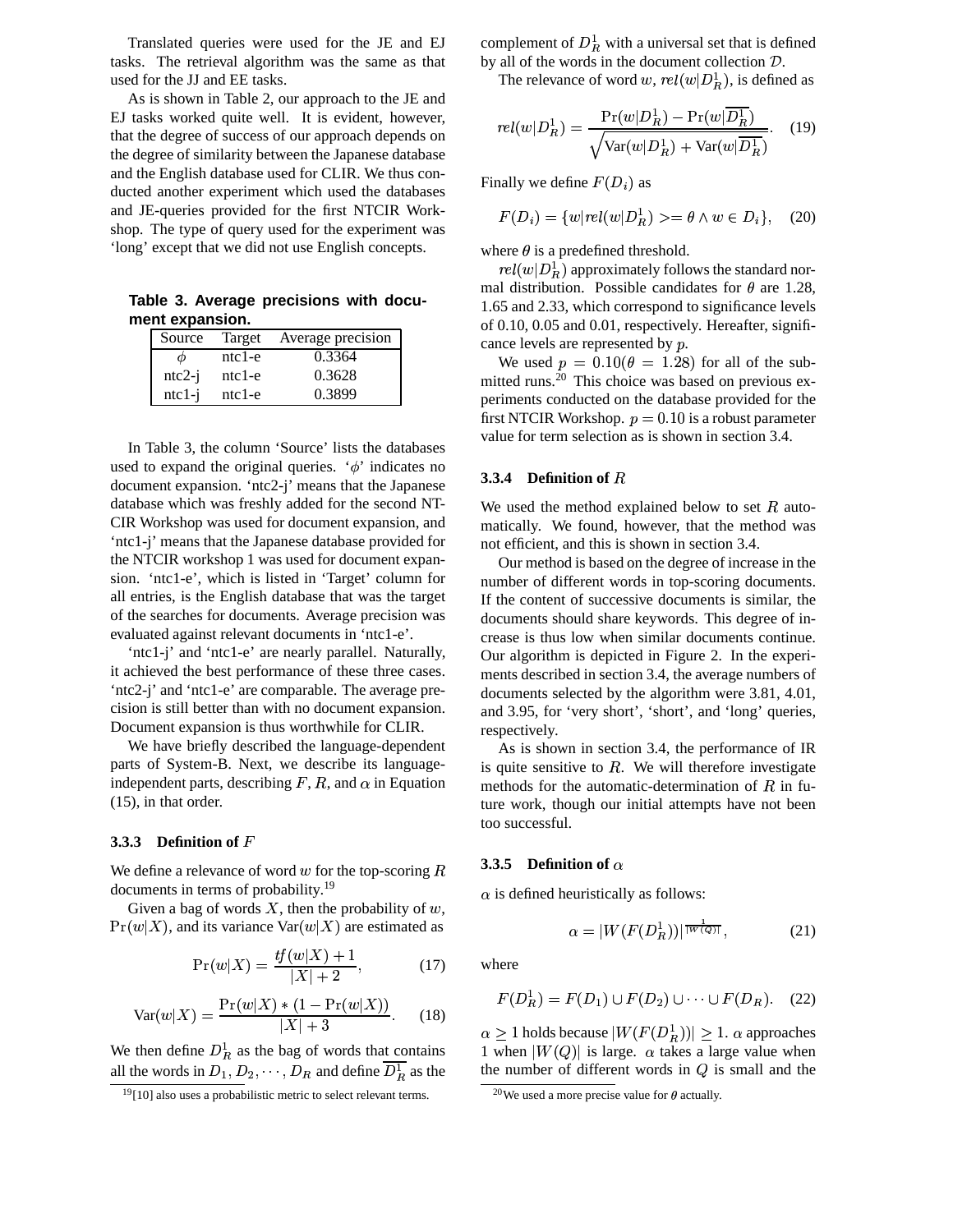Translated queries were used for the JE and EJ tasks. The retrieval algorithm was the same as that used for the JJ and EE tasks.

As is shown in Table 2, our approach to the JE and EJ tasks worked quite well. It is evident, however, that the degree of success of our approach depends on the degree of similarity between the Japanese database and the English database used for CLIR. We thus conducted another experiment which used the databases and JE-queries provided for the first NTCIR Workshop. The type of query used for the experiment was 'long' except that we did not use English concepts.

**Table 3. Average precisions with document expansion.**

| Source | Target | Average precision |
|---|---|---|
| $\phi$ | ntc1-e | 0.3364 |
| ntc2-j | ntc1-e | 0.3628 |
| ntc1-j | ntc1-e | 0.3899 |

In Table 3, the column 'Source' lists the databases used to expand the original queries. '$\phi$' indicates no document expansion. 'ntc2-j' means that the Japanese database which was freshly added for the second NTCIR Workshop was used for document expansion, and 'ntc1-j' means that the Japanese database provided for the NTCIR workshop 1 was used for document expansion. 'ntc1-e', which is listed in 'Target' column for all entries, is the English database that was the target of the searches for documents. Average precision was evaluated against relevant documents in 'ntc1-e'.

'ntc1-j' and 'ntc1-e' are nearly parallel. Naturally, it achieved the best performance of these three cases. 'ntc2-j' and 'ntc1-e' are comparable. The average precision is still better than with no document expansion. Document expansion is thus worthwhile for CLIR.

We have briefly described the language-dependent parts of System-B. Next, we describe its language-independent parts, describing $F$, $R$, and $\alpha$ in Equation (15), in that order.

### 3.3.3 Definition of $F$

We define a relevance of word $w$ for the top-scoring $R$ documents in terms of probability.[19]

Given a bag of words $X$, then the probability of $w$, $\Pr(w|X)$, and its variance $\mathrm{Var}(w|X)$ are estimated as

$$\Pr(w|X) = \frac{tf(w|X) + 1}{|X| + 2}, \tag{17}$$

$$\mathrm{Var}(w|X) = \frac{\Pr(w|X) * (1 - \Pr(w|X))}{|X| + 3}. \tag{18}$$

We then define $D_R^1$ as the bag of words that contains all the words in $D_1, D_2, \cdots, D_R$ and define $\overline{D_R^1}$ as the complement of $D_R^1$ with a universal set that is defined by all of the words in the document collection $\mathcal{D}$.

The relevance of word $w$, $rel(w|D_R^1)$, is defined as

$$rel(w|D_R^1) = \frac{\Pr(w|D_R^1) - \Pr(w|\overline{D_R^1})}{\sqrt{\mathrm{Var}(w|D_R^1) + \mathrm{Var}(w|\overline{D_R^1})}}. \tag{19}$$

Finally we define $F(D_i)$ as

$$F(D_i) = \{w | rel(w|D_R^1) >= \theta \wedge w \in D_i\}, \tag{20}$$

where $\theta$ is a predefined threshold.

$rel(w|D_R^1)$ approximately follows the standard normal distribution. Possible candidates for $\theta$ are 1.28, 1.65 and 2.33, which correspond to significance levels of 0.10, 0.05 and 0.01, respectively. Hereafter, significance levels are represented by $p$.

We used $p = 0.10 (\theta = 1.28)$ for all of the submitted runs.[20] This choice was based on previous experiments conducted on the database provided for the first NTCIR Workshop. $p = 0.10$ is a robust parameter value for term selection as is shown in section 3.4.

### 3.3.4 Definition of $R$

We used the method explained below to set $R$ automatically. We found, however, that the method was not efficient, and this is shown in section 3.4.

Our method is based on the degree of increase in the number of different words in top-scoring documents. If the content of successive documents is similar, the documents should share keywords. This degree of increase is thus low when similar documents continue. Our algorithm is depicted in Figure 2. In the experiments described in section 3.4, the average numbers of documents selected by the algorithm were 3.81, 4.01, and 3.95, for 'very short', 'short', and 'long' queries, respectively.

As is shown in section 3.4, the performance of IR is quite sensitive to $R$. We will therefore investigate methods for the automatic-determination of $R$ in future work, though our initial attempts have not been too successful.

### 3.3.5 Definition of $\alpha$

$\alpha$ is defined heuristically as follows:

$$\alpha = |W(F(D_R^1))|^{\frac{1}{|W(Q)|}}, \tag{21}$$

where

$$F(D_R^1) = F(D_1) \cup F(D_2) \cup \cdots \cup F(D_R). \tag{22}$$

$\alpha \geq 1$ holds because $|W(F(D_R^1))| \geq 1$. $\alpha$ approaches 1 when $|W(Q)|$ is large. $\alpha$ takes a large value when the number of different words in $Q$ is small and the

[19] [10] also uses a probabilistic metric to select relevant terms.

[20] We used a more precise value for $\theta$ actually.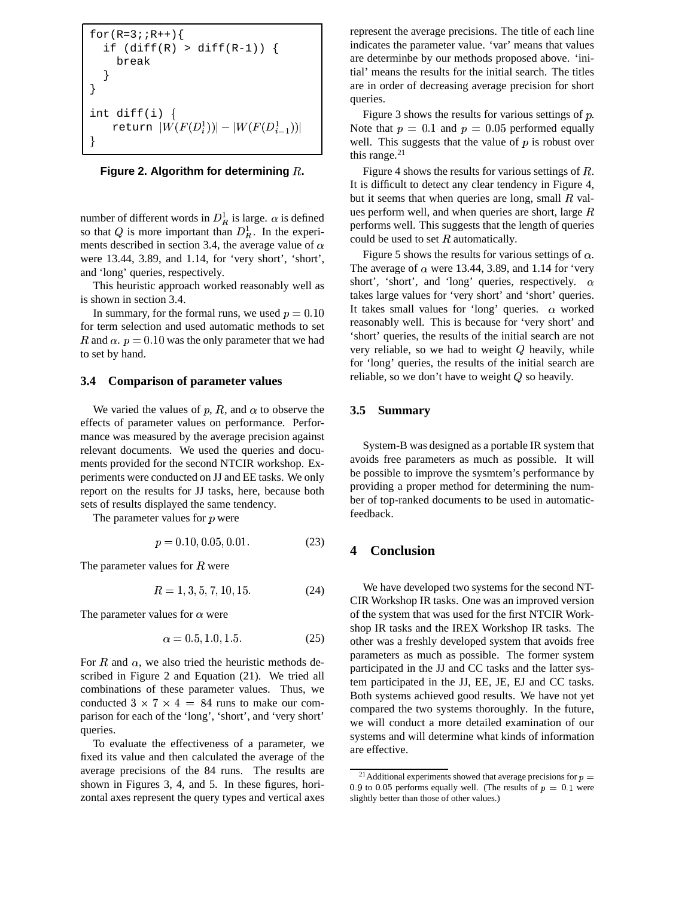```
for(R=3;;R++){
  if (diff(R) > diff(R-1)) {
    break
  }
}

int diff(i) {
    return |W(F(D^1_i))| - |W(F(D^1_{i-1}))|
}
```

**Figure 2. Algorithm for determining $R$.**

number of different words in $D^1_R$ is large. $\alpha$ is defined so that $Q$ is more important than $D^1_R$. In the experiments described in section 3.4, the average value of $\alpha$ were 13.44, 3.89, and 1.14, for 'very short', 'short', and 'long' queries, respectively.

This heuristic approach worked reasonably well as is shown in section 3.4.

In summary, for the formal runs, we used $p = 0.10$ for term selection and used automatic methods to set $R$ and $\alpha$. $p = 0.10$ was the only parameter that we had to set by hand.

### 3.4 Comparison of parameter values

We varied the values of $p$, $R$, and $\alpha$ to observe the effects of parameter values on performance. Performance was measured by the average precision against relevant documents. We used the queries and documents provided for the second NTCIR workshop. Experiments were conducted on JJ and EE tasks. We only report on the results for JJ tasks, here, because both sets of results displayed the same tendency.

The parameter values for $p$ were

$$p = 0.10, 0.05, 0.01. \tag{23}$$

The parameter values for $R$ were

$$R = 1, 3, 5, 7, 10, 15. \tag{24}$$

The parameter values for $\alpha$ were

$$\alpha = 0.5, 1.0, 1.5. \tag{25}$$

For $R$ and $\alpha$, we also tried the heuristic methods described in Figure 2 and Equation (21). We tried all combinations of these parameter values. Thus, we conducted $3 \times 7 \times 4 = 84$ runs to make our comparison for each of the 'long', 'short', and 'very short' queries.

To evaluate the effectiveness of a parameter, we fixed its value and then calculated the average of the average precisions of the 84 runs. The results are shown in Figures 3, 4, and 5. In these figures, horizontal axes represent the query types and vertical axes represent the average precisions. The title of each line indicates the parameter value. 'var' means that values are determinbe by our methods proposed above. 'initial' means the results for the initial search. The titles are in order of decreasing average precision for short queries.

Figure 3 shows the results for various settings of $p$. Note that $p = 0.1$ and $p = 0.05$ performed equally well. This suggests that the value of $p$ is robust over this range.[21]

Figure 4 shows the results for various settings of $R$. It is difficult to detect any clear tendency in Figure 4, but it seems that when queries are long, small $R$ values perform well, and when queries are short, large $R$ performs well. This suggests that the length of queries could be used to set $R$ automatically.

Figure 5 shows the results for various settings of $\alpha$. The average of $\alpha$ were 13.44, 3.89, and 1.14 for 'very short', 'short', and 'long' queries, respectively. $\alpha$ takes large values for 'very short' and 'short' queries. It takes small values for 'long' queries. $\alpha$ worked reasonably well. This is because for 'very short' and 'short' queries, the results of the initial search are not very reliable, so we had to weight $Q$ heavily, while for 'long' queries, the results of the initial search are reliable, so we don't have to weight $Q$ so heavily.

### 3.5 Summary

System-B was designed as a portable IR system that avoids free parameters as much as possible. It will be possible to improve the sysmtem's performance by providing a proper method for determining the number of top-ranked documents to be used in automatic-feedback.

## 4 Conclusion

We have developed two systems for the second NTCIR Workshop IR tasks. One was an improved version of the system that was used for the first NTCIR Workshop IR tasks and the IREX Workshop IR tasks. The other was a freshly developed system that avoids free parameters as much as possible. The former system participated in the JJ and CC tasks and the latter system participated in the JJ, EE, JE, EJ and CC tasks. Both systems achieved good results. We have not yet compared the two systems thoroughly. In the future, we will conduct a more detailed examination of our systems and will determine what kinds of information are effective.

[21] Additional experiments showed that average precisions for $p = 0.9$ to $0.05$ performs equally well. (The results of $p = 0.1$ were slightly better than those of other values.)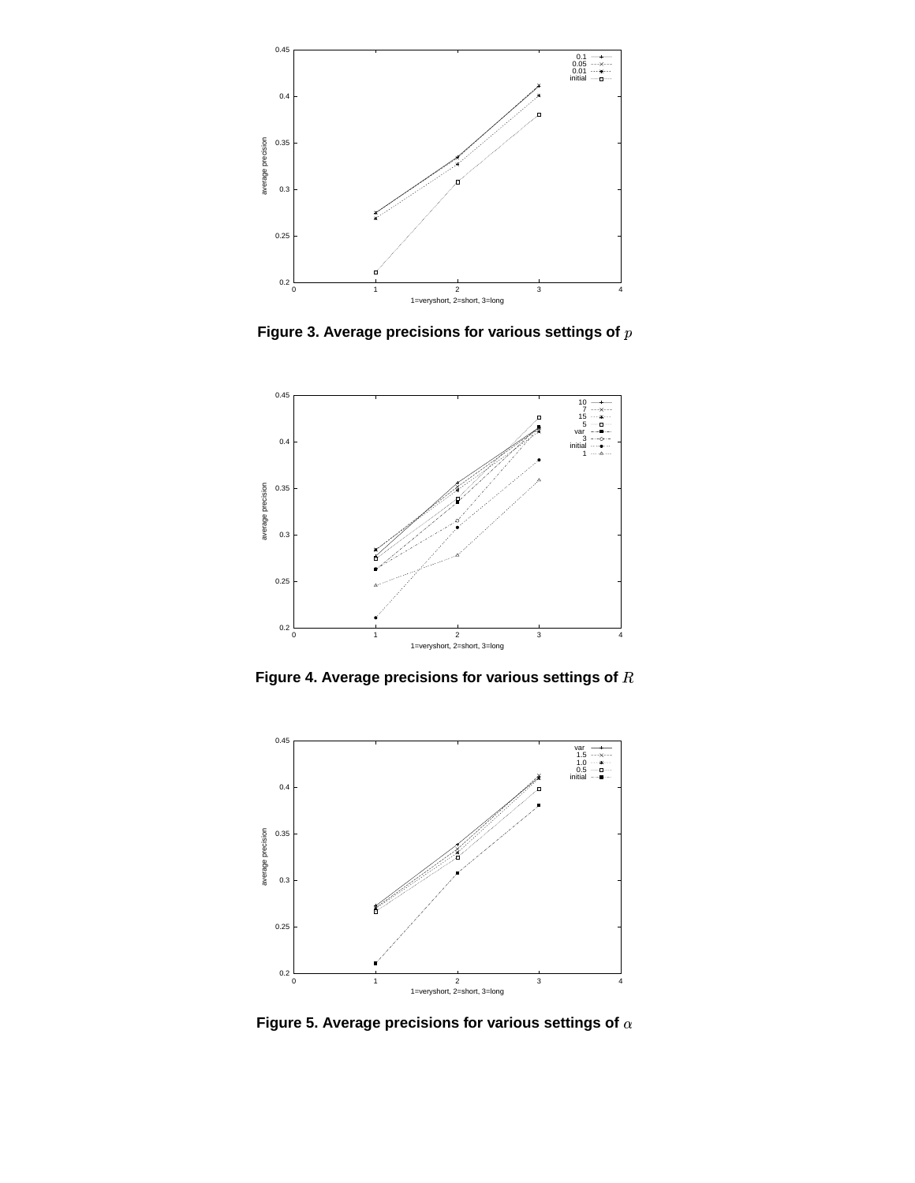Figure 3. Average precisions for various settings of $p$

Figure 4. Average precisions for various settings of $R$

Figure 5. Average precisions for various settings of $\alpha$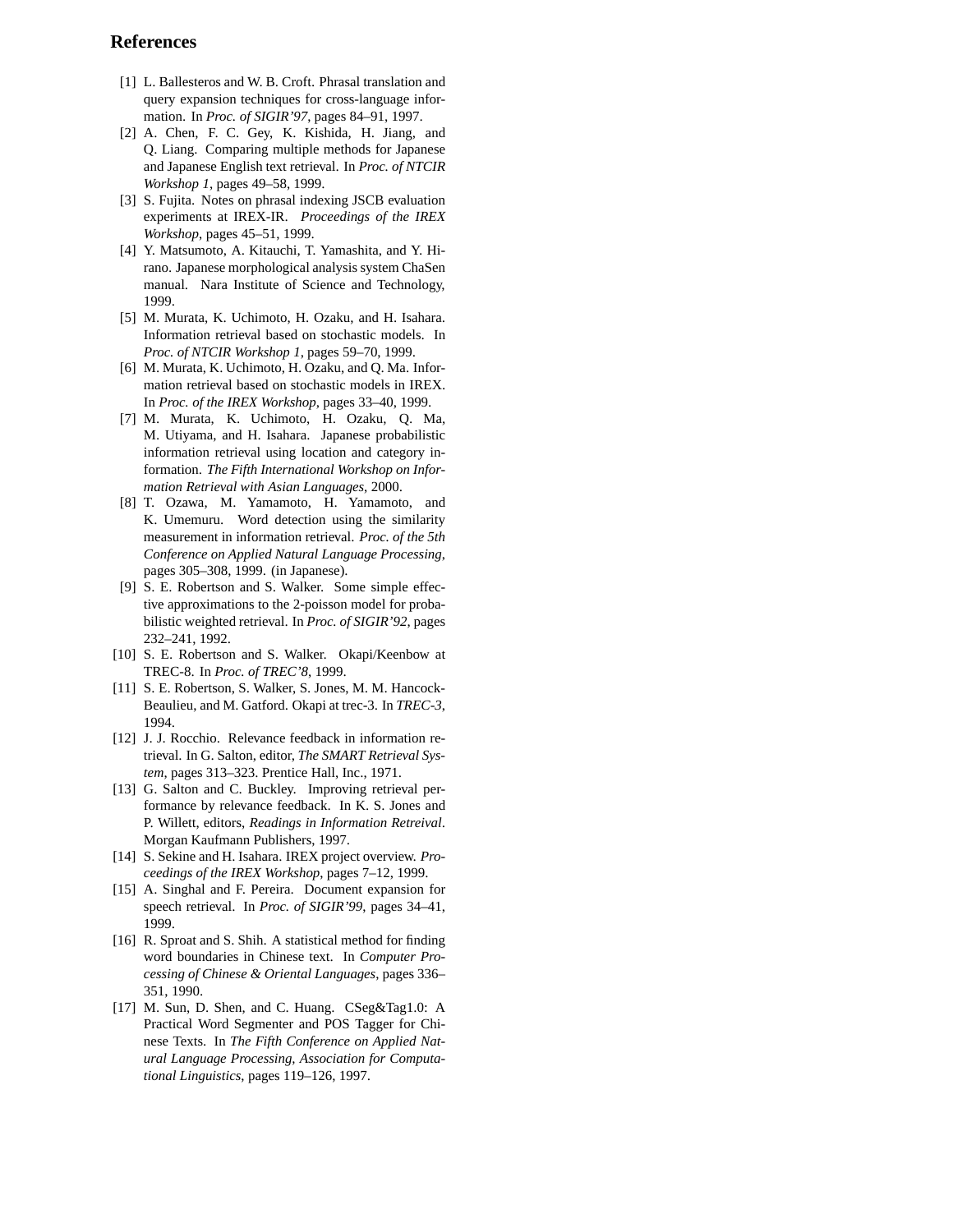## References

[1] L. Ballesteros and W. B. Croft. Phrasal translation and query expansion techniques for cross-language information. In *Proc. of SIGIR'97*, pages 84–91, 1997.

[2] A. Chen, F. C. Gey, K. Kishida, H. Jiang, and Q. Liang. Comparing multiple methods for Japanese and Japanese English text retrieval. In *Proc. of NTCIR Workshop 1*, pages 49–58, 1999.

[3] S. Fujita. Notes on phrasal indexing JSCB evaluation experiments at IREX-IR. *Proceedings of the IREX Workshop*, pages 45–51, 1999.

[4] Y. Matsumoto, A. Kitauchi, T. Yamashita, and Y. Hirano. Japanese morphological analysis system ChaSen manual. Nara Institute of Science and Technology, 1999.

[5] M. Murata, K. Uchimoto, H. Ozaku, and H. Isahara. Information retrieval based on stochastic models. In *Proc. of NTCIR Workshop 1*, pages 59–70, 1999.

[6] M. Murata, K. Uchimoto, H. Ozaku, and Q. Ma. Information retrieval based on stochastic models in IREX. In *Proc. of the IREX Workshop*, pages 33–40, 1999.

[7] M. Murata, K. Uchimoto, H. Ozaku, Q. Ma, M. Utiyama, and H. Isahara. Japanese probabilistic information retrieval using location and category information. *The Fifth International Workshop on Information Retrieval with Asian Languages*, 2000.

[8] T. Ozawa, M. Yamamoto, H. Yamamoto, and K. Umemuru. Word detection using the similarity measurement in information retrieval. *Proc. of the 5th Conference on Applied Natural Language Processing*, pages 305–308, 1999. (in Japanese).

[9] S. E. Robertson and S. Walker. Some simple effective approximations to the 2-poisson model for probabilistic weighted retrieval. In *Proc. of SIGIR'92*, pages 232–241, 1992.

[10] S. E. Robertson and S. Walker. Okapi/Keenbow at TREC-8. In *Proc. of TREC'8*, 1999.

[11] S. E. Robertson, S. Walker, S. Jones, M. M. Hancock-Beaulieu, and M. Gatford. Okapi at trec-3. In *TREC-3*, 1994.

[12] J. J. Rocchio. Relevance feedback in information retrieval. In G. Salton, editor, *The SMART Retrieval System*, pages 313–323. Prentice Hall, Inc., 1971.

[13] G. Salton and C. Buckley. Improving retrieval performance by relevance feedback. In K. S. Jones and P. Willett, editors, *Readings in Information Retreival*. Morgan Kaufmann Publishers, 1997.

[14] S. Sekine and H. Isahara. IREX project overview. *Proceedings of the IREX Workshop*, pages 7–12, 1999.

[15] A. Singhal and F. Pereira. Document expansion for speech retrieval. In *Proc. of SIGIR'99*, pages 34–41, 1999.

[16] R. Sproat and S. Shih. A statistical method for finding word boundaries in Chinese text. In *Computer Processing of Chinese & Oriental Languages*, pages 336–351, 1990.

[17] M. Sun, D. Shen, and C. Huang. CSeg&Tag1.0: A Practical Word Segmenter and POS Tagger for Chinese Texts. In *The Fifth Conference on Applied Natural Language Processing, Association for Computational Linguistics*, pages 119–126, 1997.